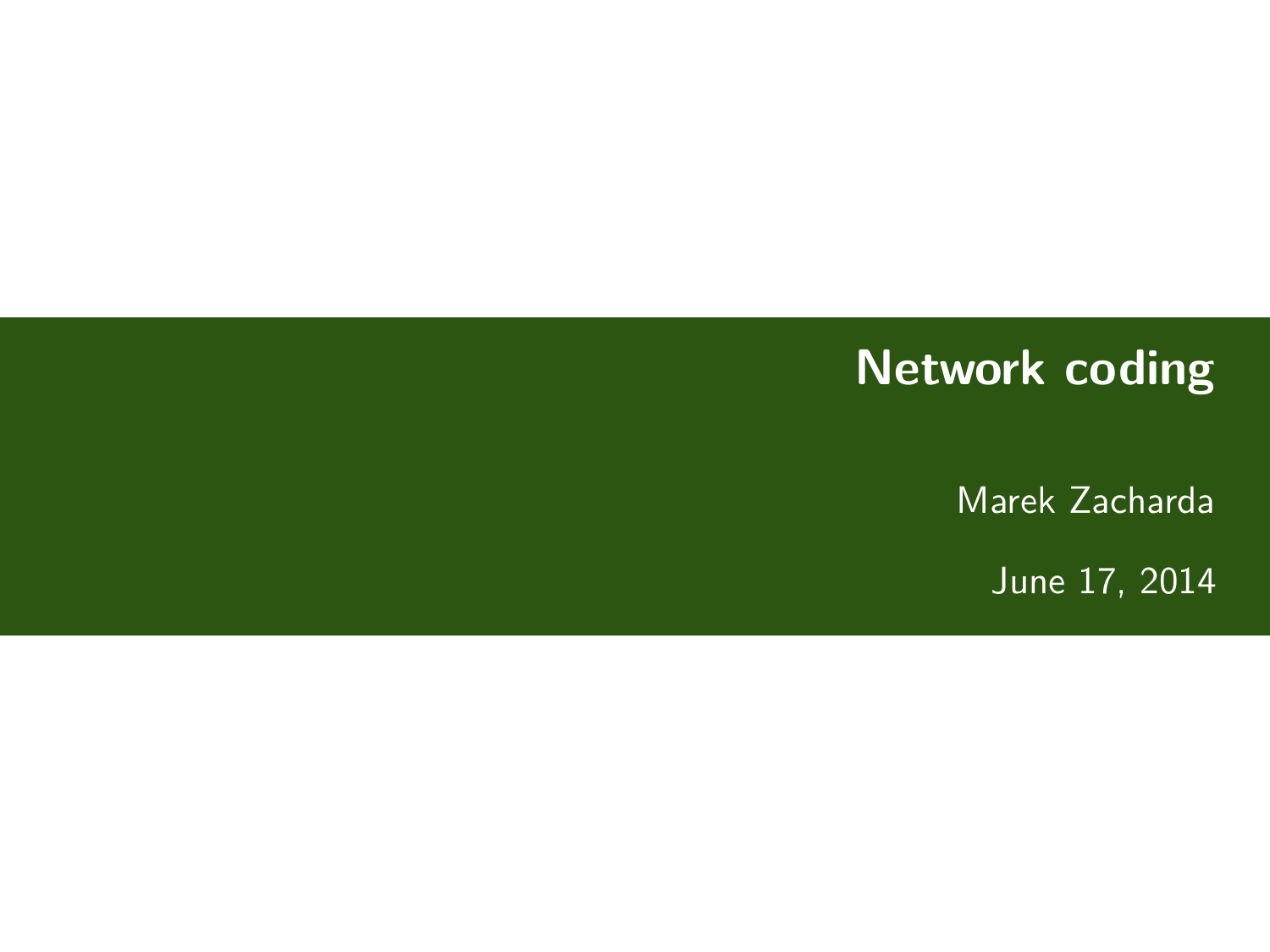# Network coding

Marek Zacharda

June 17, 2014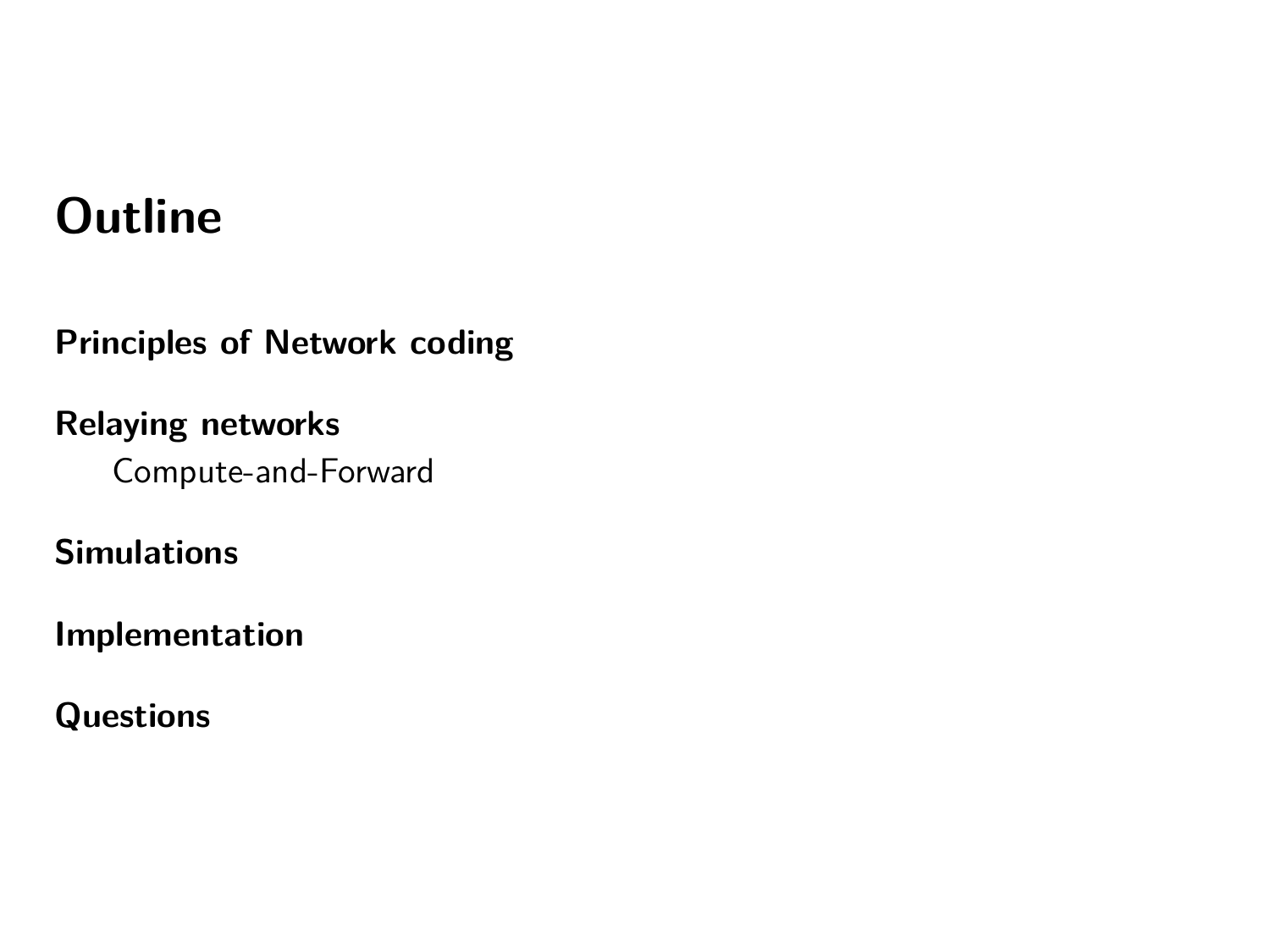# Outline

**Principles of Network coding**

**Relaying networks**

- Compute-and-Forward

**Simulations**

**Implementation**

**Questions**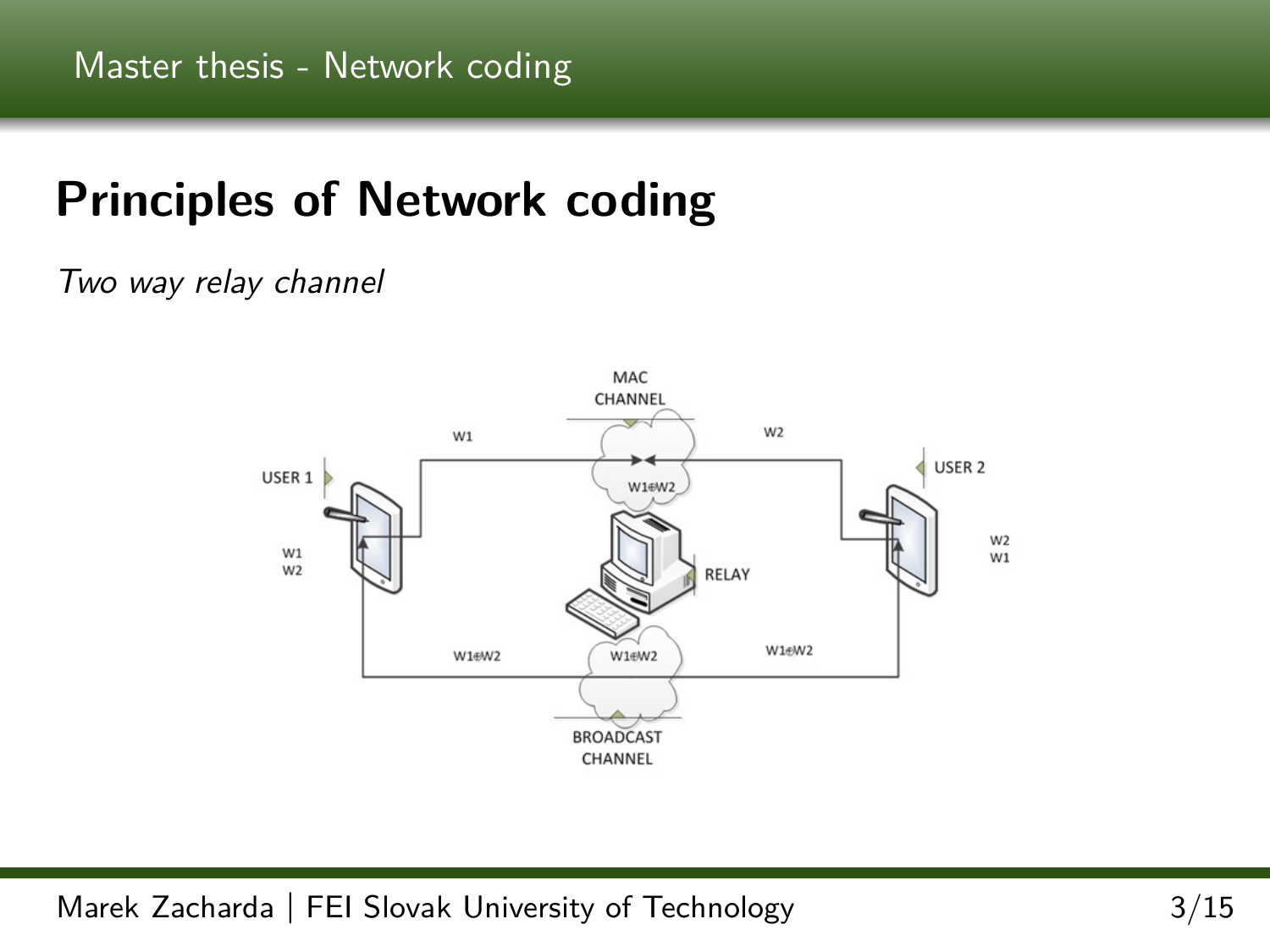# Principles of Network coding

*Two way relay channel*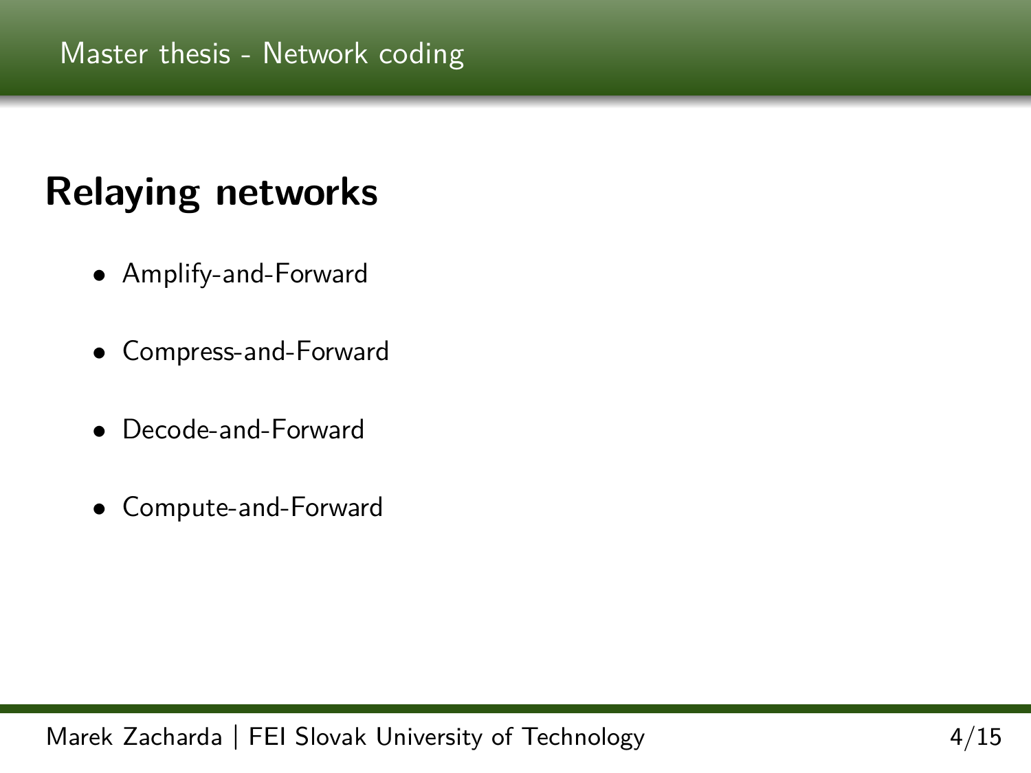# Relaying networks

- Amplify-and-Forward
- Compress-and-Forward
- Decode-and-Forward
- Compute-and-Forward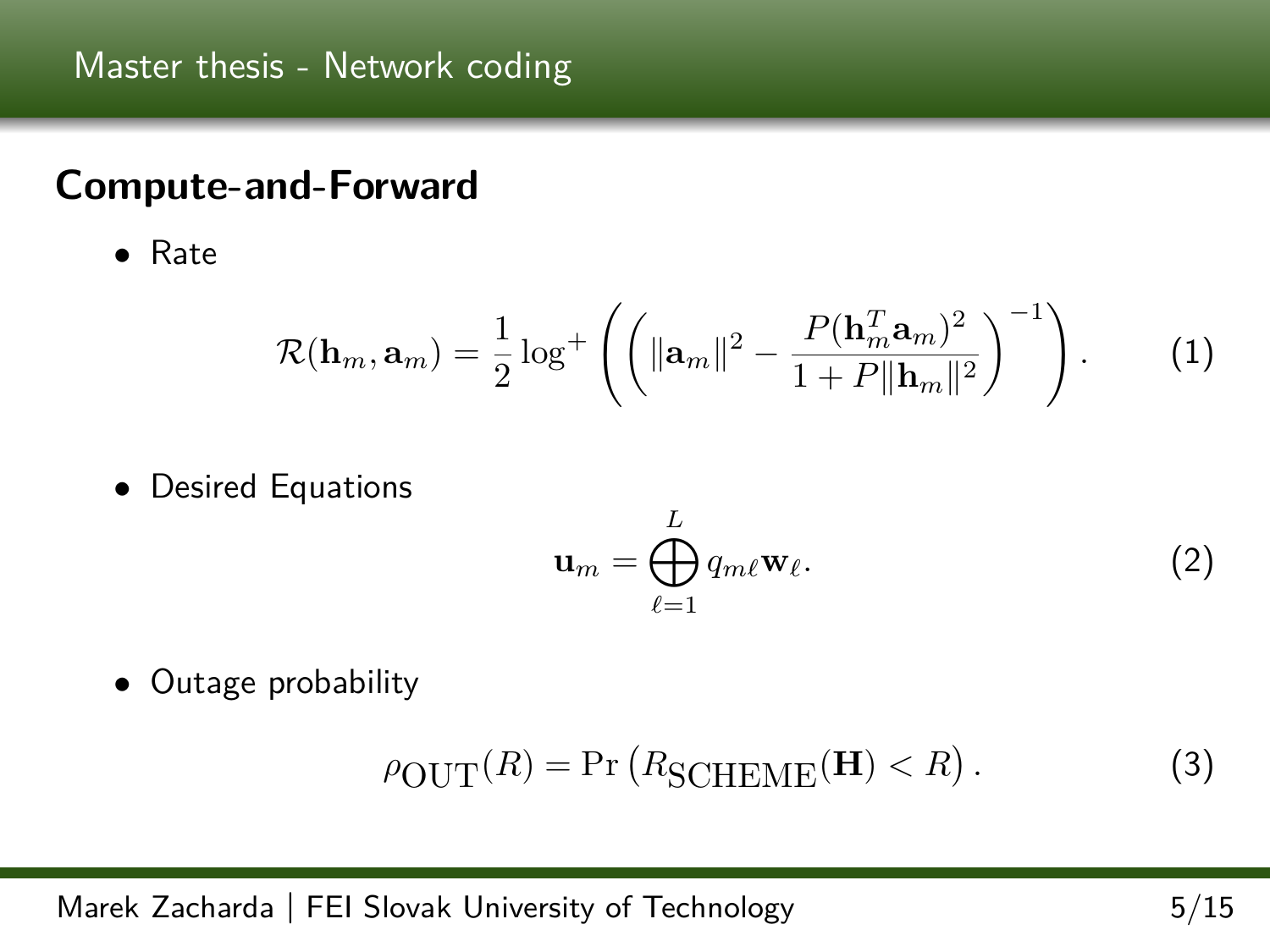## Compute-and-Forward

- Rate

$$\mathcal{R}(\mathbf{h}_m, \mathbf{a}_m) = \frac{1}{2} \log^+ \left( \left( \|\mathbf{a}_m\|^2 - \frac{P(\mathbf{h}_m^T \mathbf{a}_m)^2}{1 + P\|\mathbf{h}_m\|^2} \right)^{-1} \right). \tag{1}$$

- Desired Equations

$$\mathbf{u}_m = \bigoplus_{\ell=1}^{L} q_{m\ell} \mathbf{w}_\ell. \tag{2}$$

- Outage probability

$$\rho_{\text{OUT}}(R) = \Pr\left(R_{\text{SCHEME}}(\mathbf{H}) < R\right). \tag{3}$$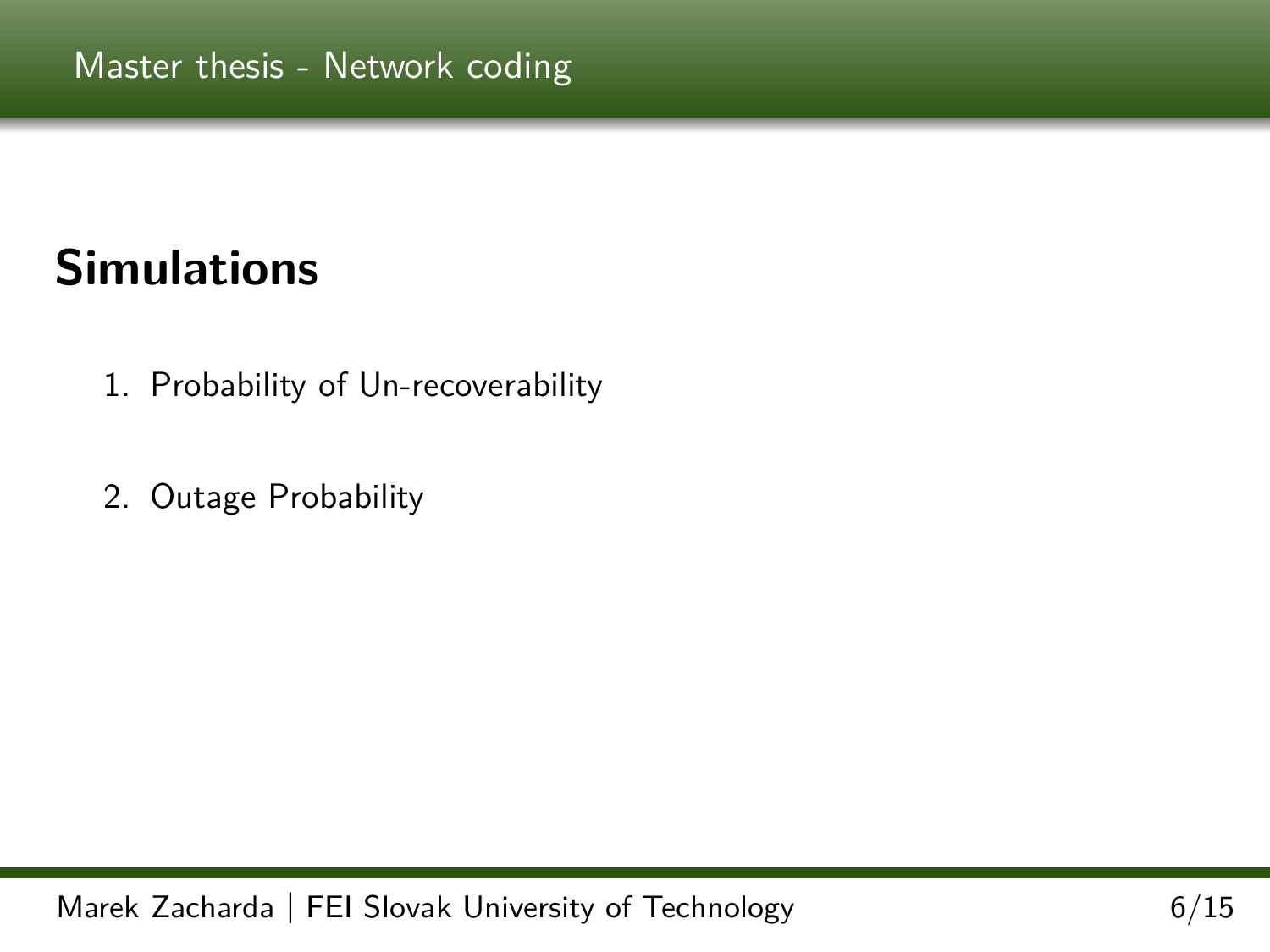# Simulations

1. Probability of Un-recoverability

2. Outage Probability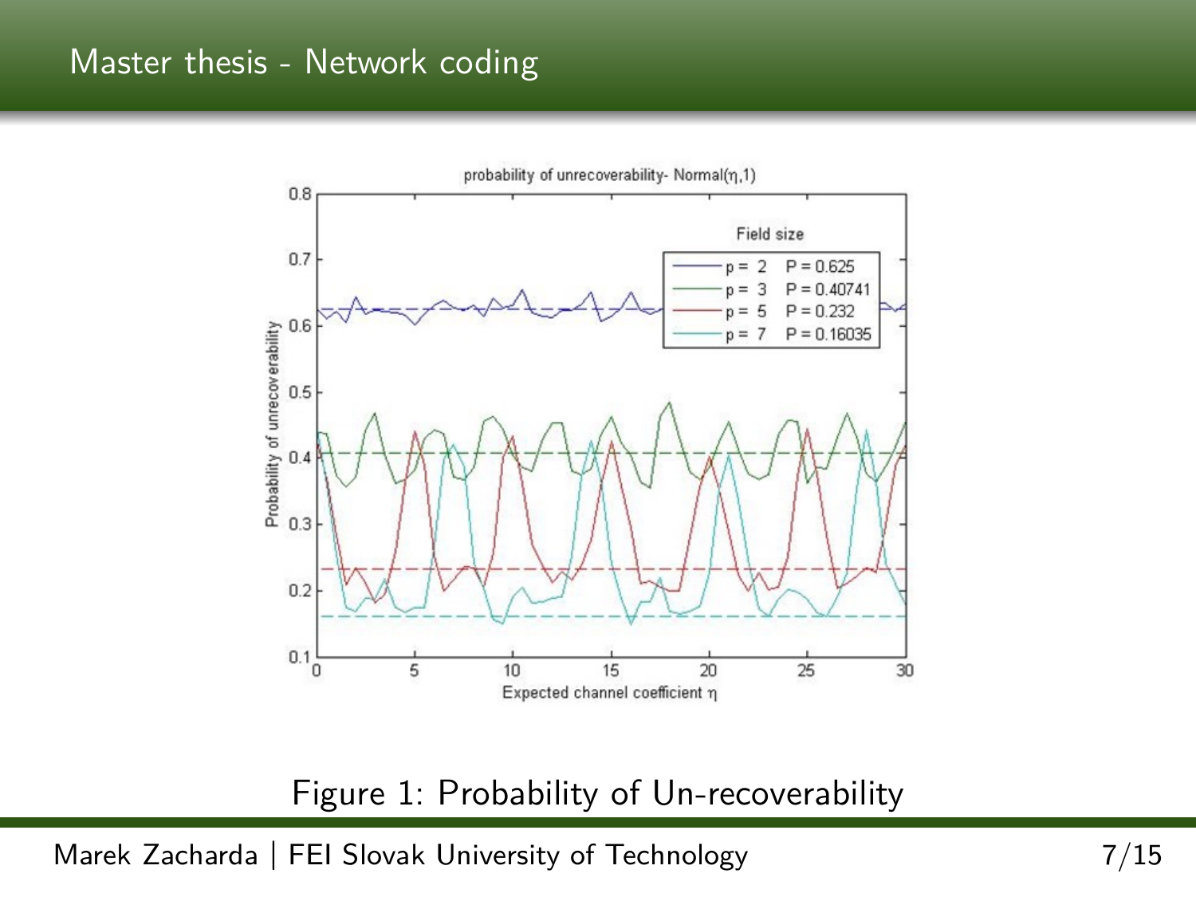## Master thesis - Network coding

Figure 1: Probability of Un-recoverability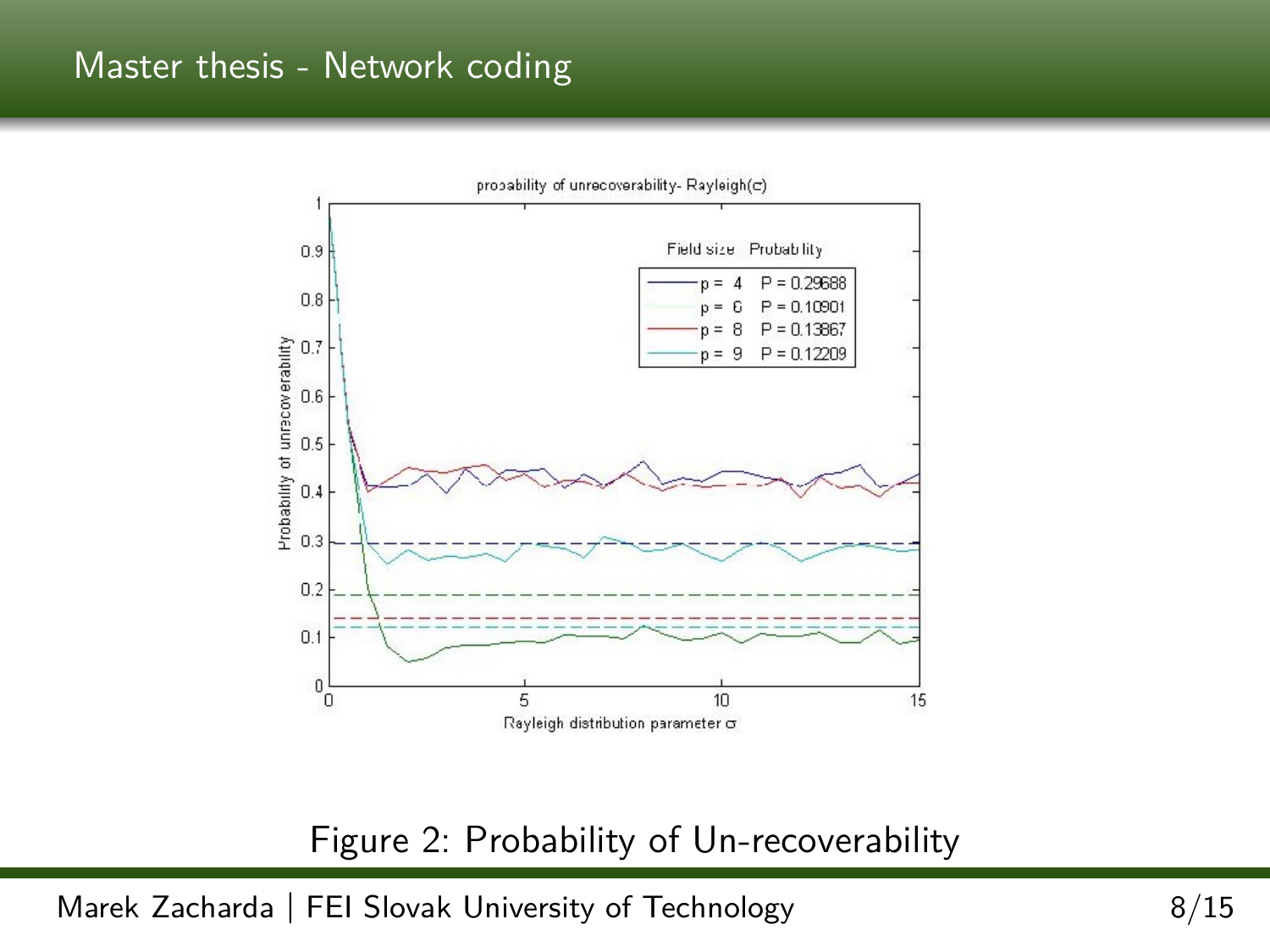# Master thesis - Network coding

Figure 2: Probability of Un-recoverability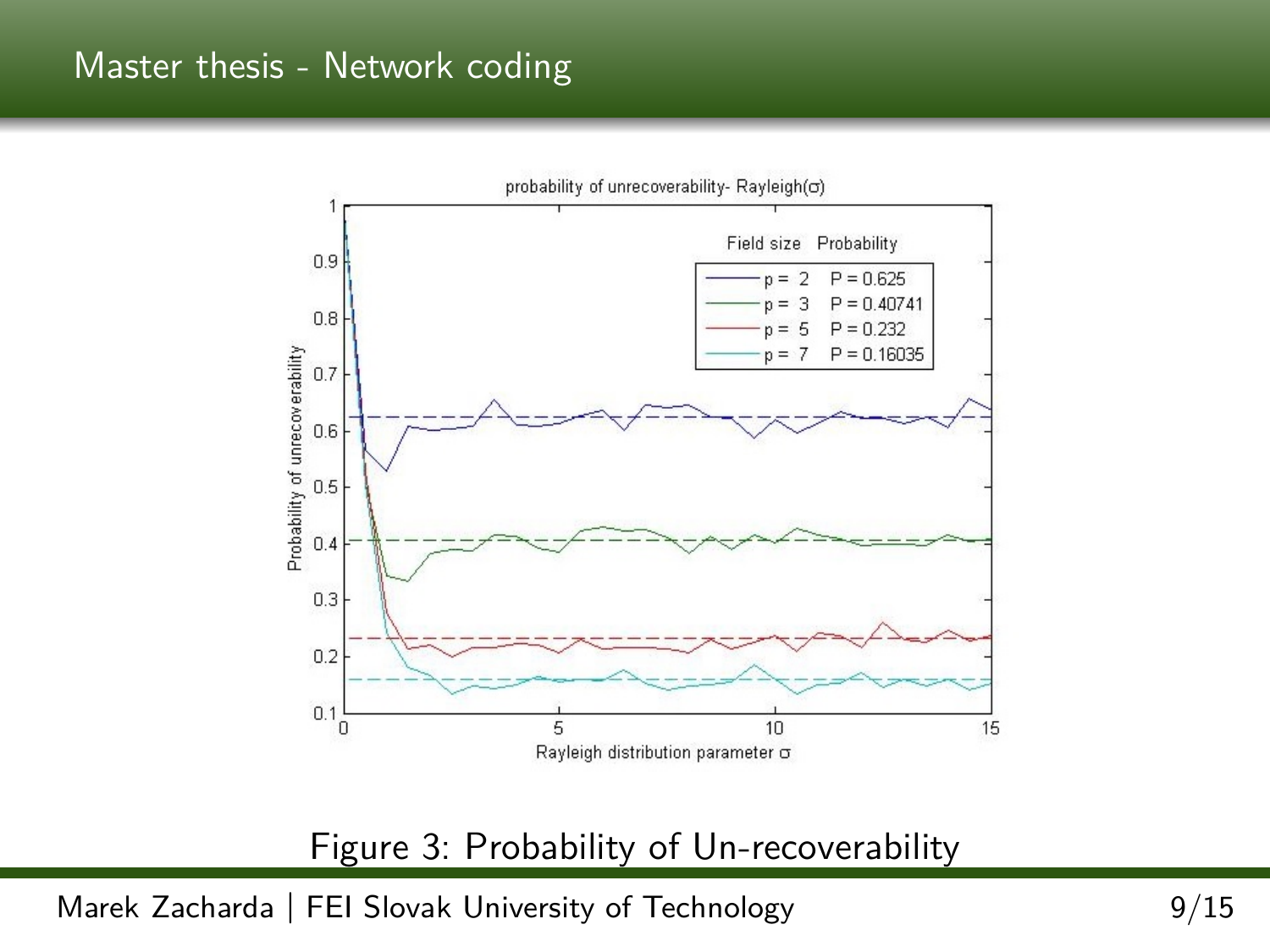## Master thesis - Network coding

Figure 3: Probability of Un-recoverability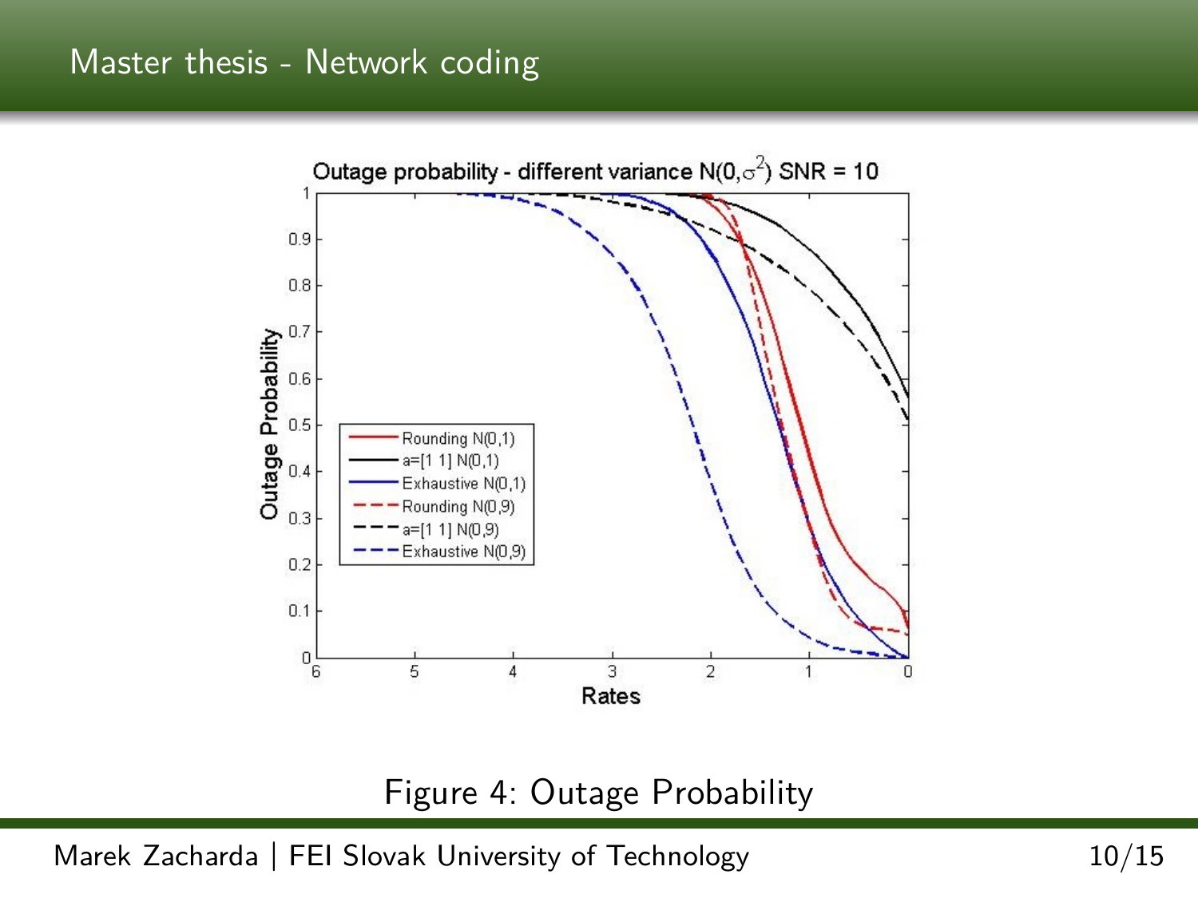## Master thesis - Network coding

Figure 4: Outage Probability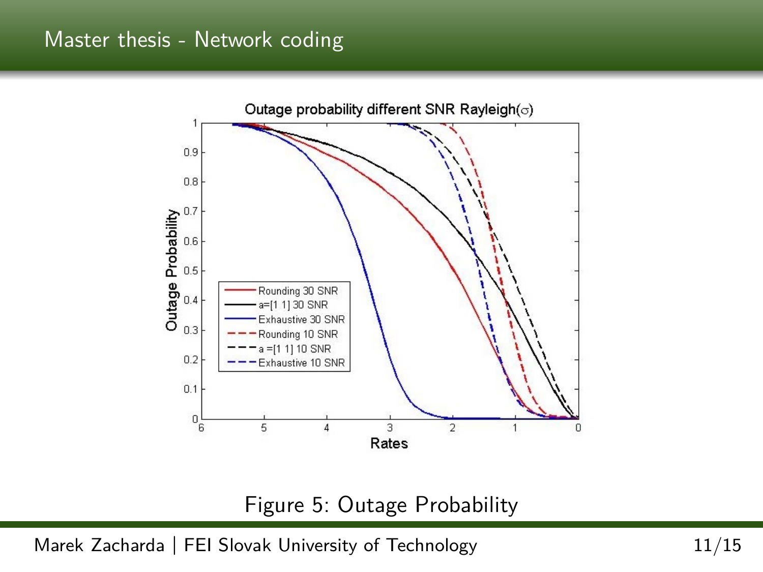## Master thesis - Network coding

Figure 5: Outage Probability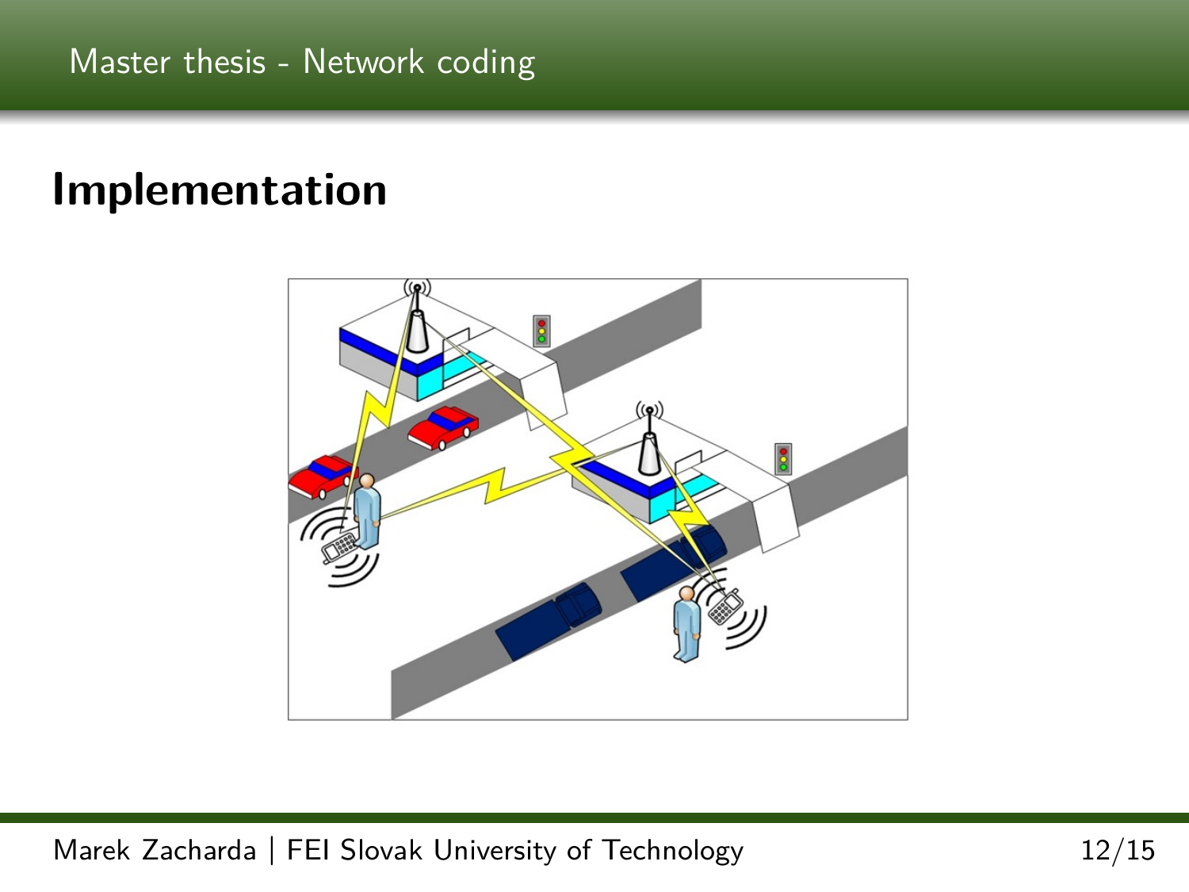# Implementation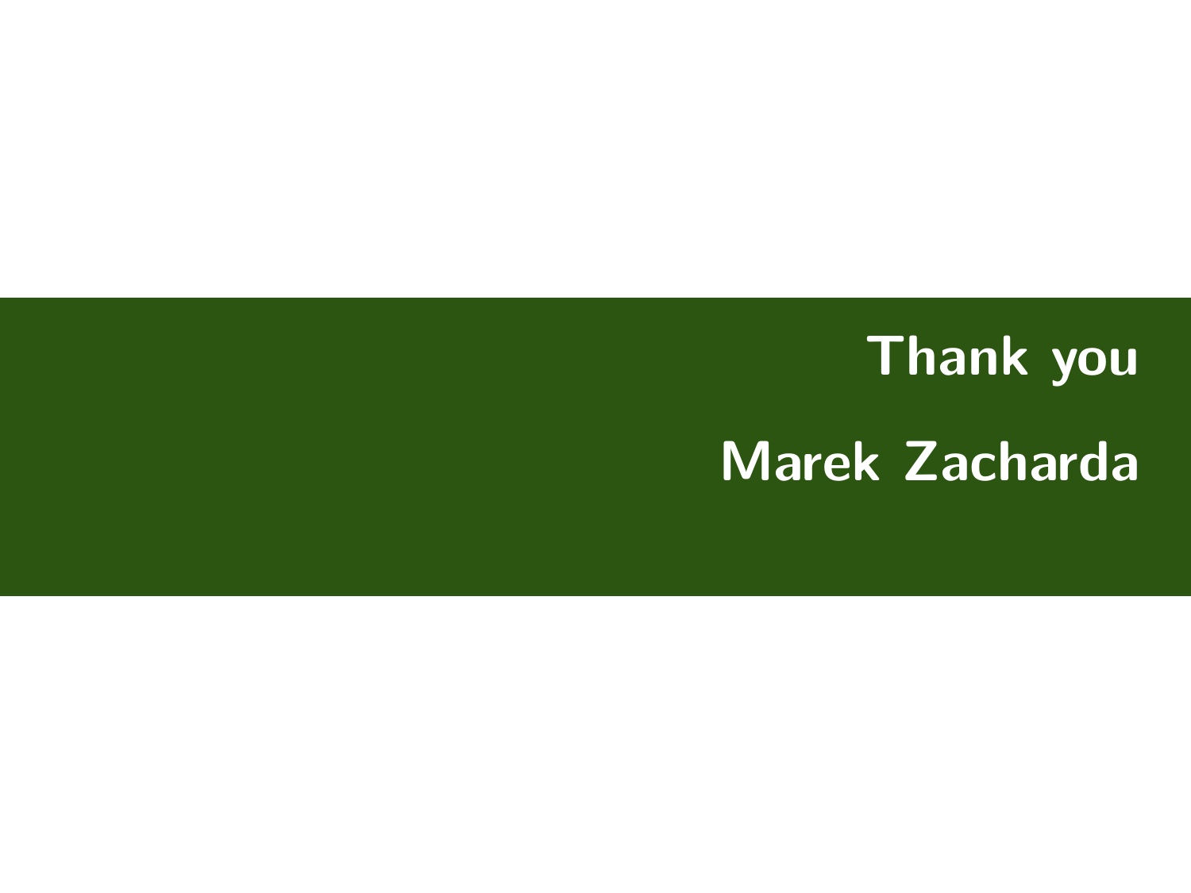# Thank you

## Marek Zacharda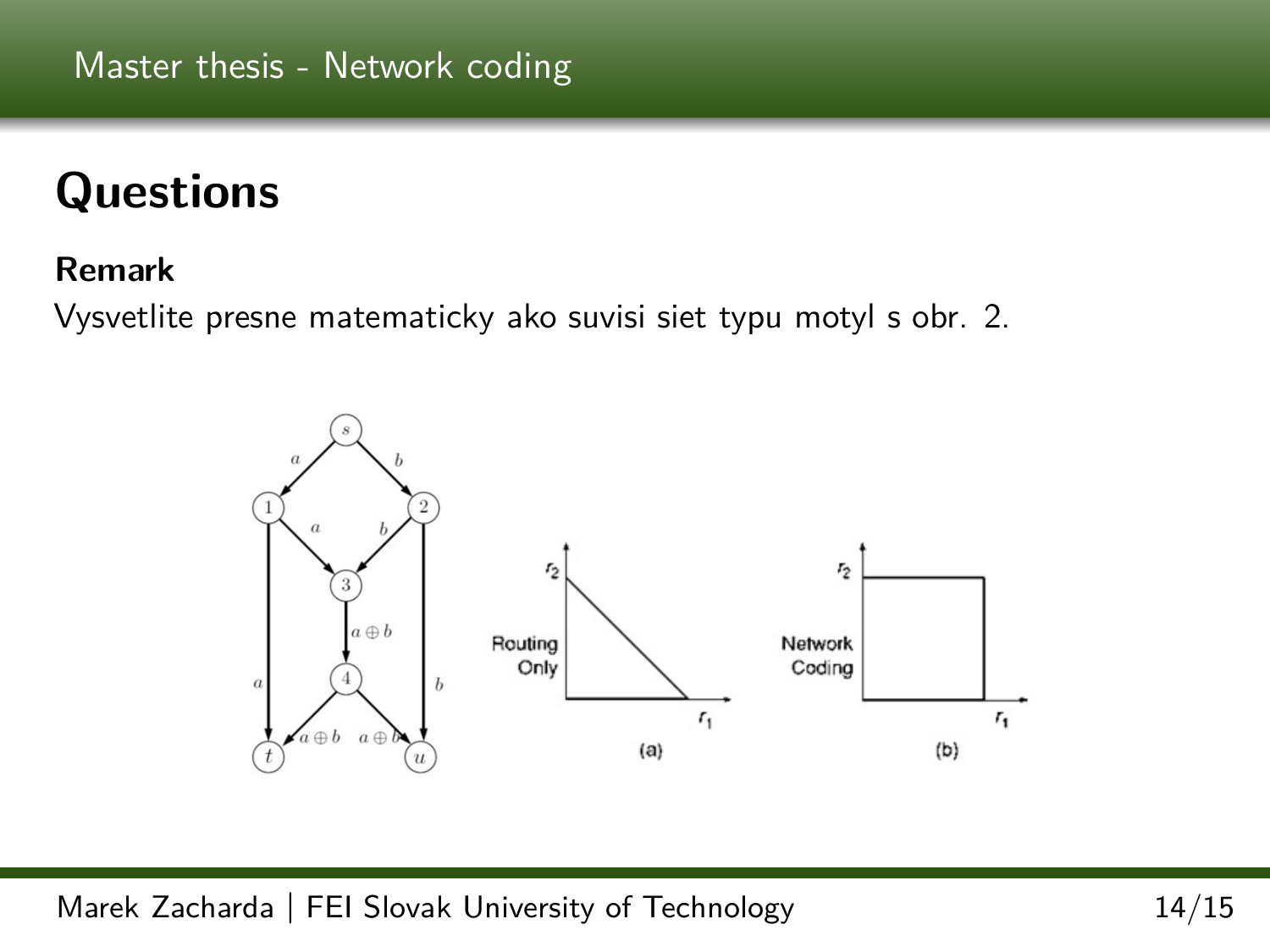# Questions

**Remark**

Vysvetlite presne matematicky ako suvisi siet typu motyl s obr. 2.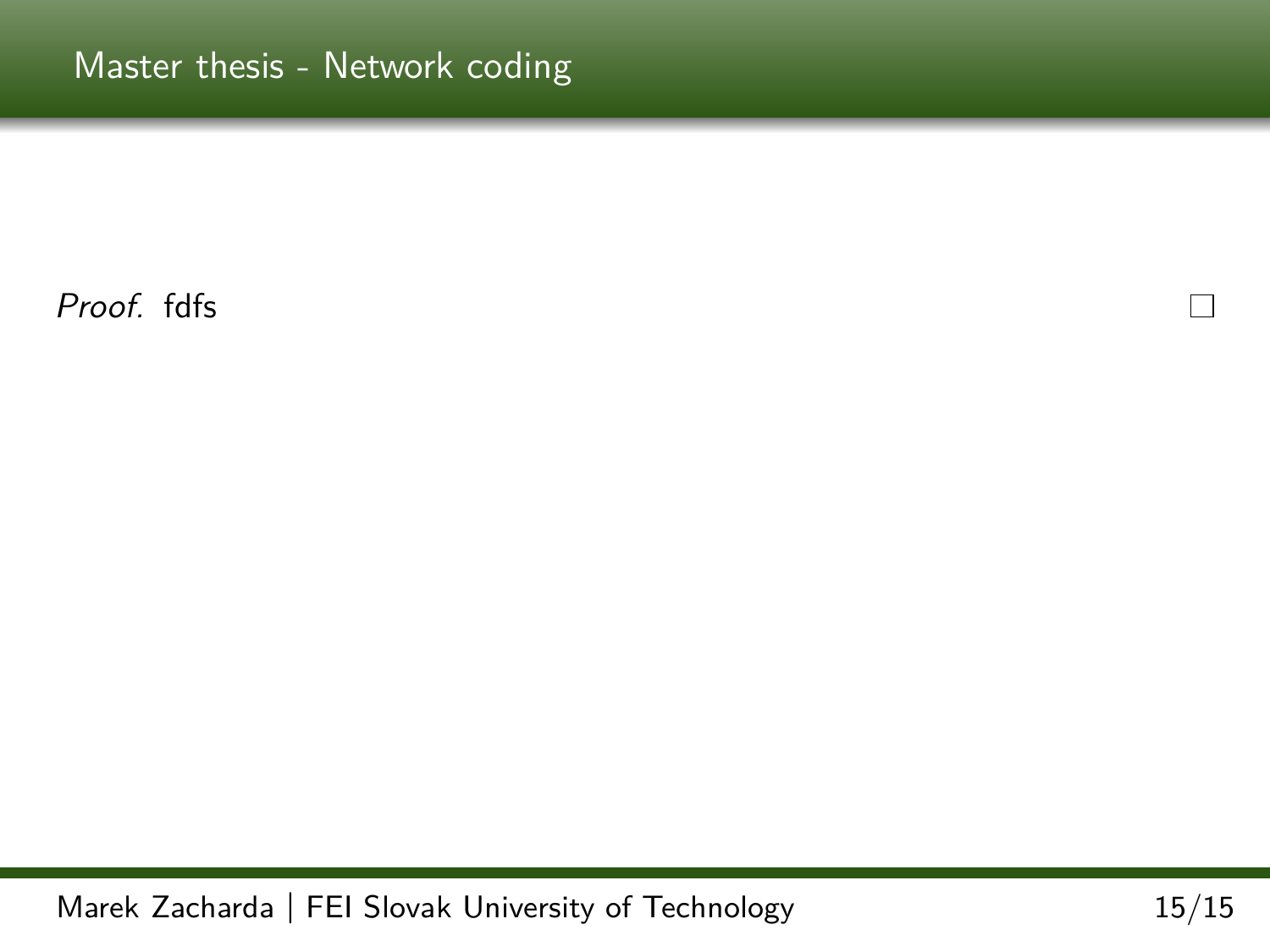*Proof.* fdfs □